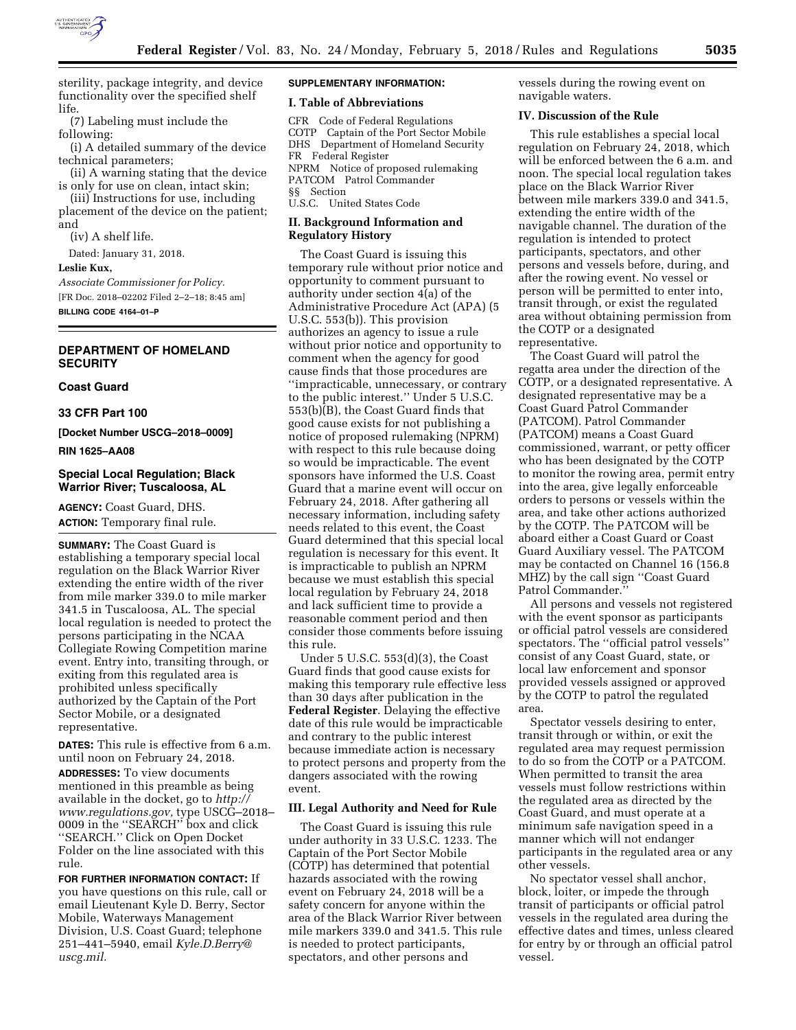sterility, package integrity, and device functionality over the specified shelf life.

(7) Labeling must include the following:

(i) A detailed summary of the device technical parameters;

(ii) A warning stating that the device is only for use on clean, intact skin;

(iii) Instructions for use, including placement of the device on the patient; and

(iv) A shelf life.

Dated: January 31, 2018.

**Leslie Kux,**

*Associate Commissioner for Policy.*

[FR Doc. 2018–02202 Filed 2–2–18; 8:45 am]

**BILLING CODE 4164–01–P**

---

## DEPARTMENT OF HOMELAND SECURITY

### Coast Guard

### 33 CFR Part 100

**[Docket Number USCG–2018–0009]**

**RIN 1625–AA08**

## Special Local Regulation; Black Warrior River; Tuscaloosa, AL

**AGENCY:** Coast Guard, DHS.

**ACTION:** Temporary final rule.

**SUMMARY:** The Coast Guard is establishing a temporary special local regulation on the Black Warrior River extending the entire width of the river from mile marker 339.0 to mile marker 341.5 in Tuscaloosa, AL. The special local regulation is needed to protect the persons participating in the NCAA Collegiate Rowing Competition marine event. Entry into, transiting through, or exiting from this regulated area is prohibited unless specifically authorized by the Captain of the Port Sector Mobile, or a designated representative.

**DATES:** This rule is effective from 6 a.m. until noon on February 24, 2018.

**ADDRESSES:** To view documents mentioned in this preamble as being available in the docket, go to *http://www.regulations.gov,* type USCG–2018–0009 in the ''SEARCH'' box and click ''SEARCH.'' Click on Open Docket Folder on the line associated with this rule.

**FOR FURTHER INFORMATION CONTACT:** If you have questions on this rule, call or email Lieutenant Kyle D. Berry, Sector Mobile, Waterways Management Division, U.S. Coast Guard; telephone 251–441–5940, email *Kyle.D.Berry@uscg.mil.*

**SUPPLEMENTARY INFORMATION:**

### I. Table of Abbreviations

CFR Code of Federal Regulations
COTP Captain of the Port Sector Mobile
DHS Department of Homeland Security
FR Federal Register
NPRM Notice of proposed rulemaking
PATCOM Patrol Commander
§§ Section
U.S.C. United States Code

### II. Background Information and Regulatory History

The Coast Guard is issuing this temporary rule without prior notice and opportunity to comment pursuant to authority under section 4(a) of the Administrative Procedure Act (APA) (5 U.S.C. 553(b)). This provision authorizes an agency to issue a rule without prior notice and opportunity to comment when the agency for good cause finds that those procedures are ''impracticable, unnecessary, or contrary to the public interest.'' Under 5 U.S.C. 553(b)(B), the Coast Guard finds that good cause exists for not publishing a notice of proposed rulemaking (NPRM) with respect to this rule because doing so would be impracticable. The event sponsors have informed the U.S. Coast Guard that a marine event will occur on February 24, 2018. After gathering all necessary information, including safety needs related to this event, the Coast Guard determined that this special local regulation is necessary for this event. It is impracticable to publish an NPRM because we must establish this special local regulation by February 24, 2018 and lack sufficient time to provide a reasonable comment period and then consider those comments before issuing this rule.

Under 5 U.S.C. 553(d)(3), the Coast Guard finds that good cause exists for making this temporary rule effective less than 30 days after publication in the **Federal Register**. Delaying the effective date of this rule would be impracticable and contrary to the public interest because immediate action is necessary to protect persons and property from the dangers associated with the rowing event.

### III. Legal Authority and Need for Rule

The Coast Guard is issuing this rule under authority in 33 U.S.C. 1233. The Captain of the Port Sector Mobile (COTP) has determined that potential hazards associated with the rowing event on February 24, 2018 will be a safety concern for anyone within the area of the Black Warrior River between mile markers 339.0 and 341.5. This rule is needed to protect participants, spectators, and other persons and vessels during the rowing event on navigable waters.

### IV. Discussion of the Rule

This rule establishes a special local regulation on February 24, 2018, which will be enforced between the 6 a.m. and noon. The special local regulation takes place on the Black Warrior River between mile markers 339.0 and 341.5, extending the entire width of the navigable channel. The duration of the regulation is intended to protect participants, spectators, and other persons and vessels before, during, and after the rowing event. No vessel or person will be permitted to enter into, transit through, or exist the regulated area without obtaining permission from the COTP or a designated representative.

The Coast Guard will patrol the regatta area under the direction of the COTP, or a designated representative. A designated representative may be a Coast Guard Patrol Commander (PATCOM). Patrol Commander (PATCOM) means a Coast Guard commissioned, warrant, or petty officer who has been designated by the COTP to monitor the rowing area, permit entry into the area, give legally enforceable orders to persons or vessels within the area, and take other actions authorized by the COTP. The PATCOM will be aboard either a Coast Guard or Coast Guard Auxiliary vessel. The PATCOM may be contacted on Channel 16 (156.8 MHZ) by the call sign ''Coast Guard Patrol Commander.''

All persons and vessels not registered with the event sponsor as participants or official patrol vessels are considered spectators. The ''official patrol vessels'' consist of any Coast Guard, state, or local law enforcement and sponsor provided vessels assigned or approved by the COTP to patrol the regulated area.

Spectator vessels desiring to enter, transit through or within, or exit the regulated area may request permission to do so from the COTP or a PATCOM. When permitted to transit the area vessels must follow restrictions within the regulated area as directed by the Coast Guard, and must operate at a minimum safe navigation speed in a manner which will not endanger participants in the regulated area or any other vessels.

No spectator vessel shall anchor, block, loiter, or impede the through transit of participants or official patrol vessels in the regulated area during the effective dates and times, unless cleared for entry by or through an official patrol vessel.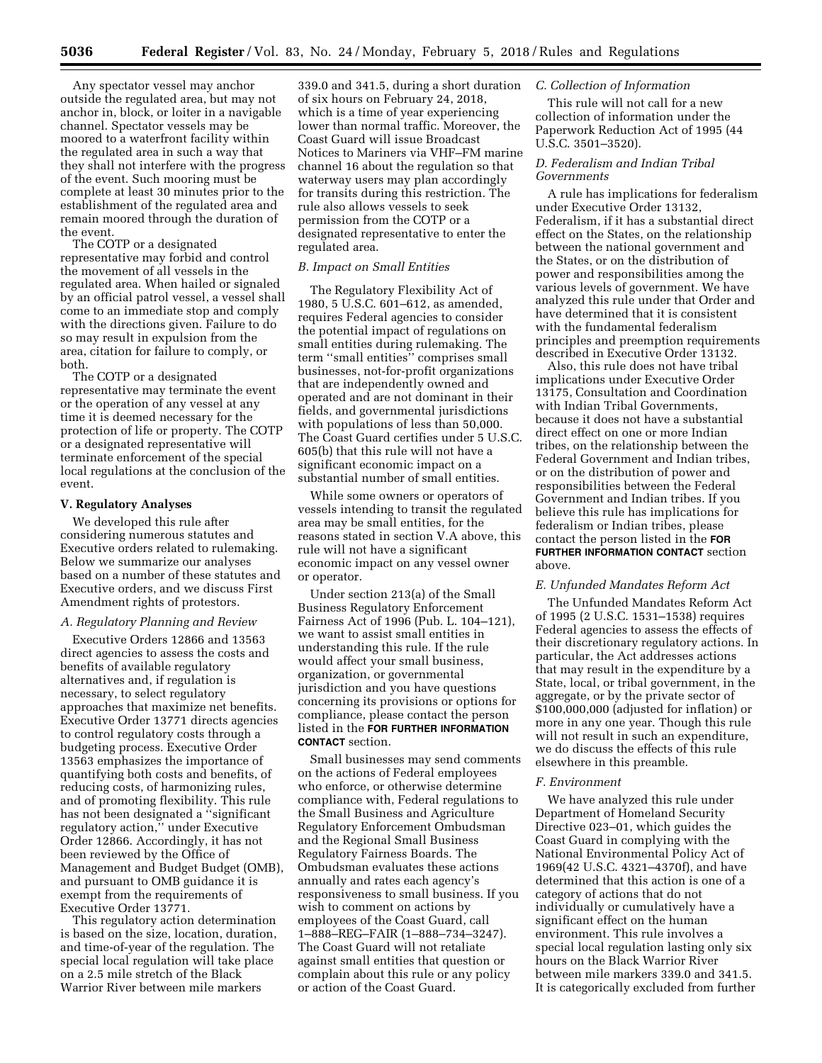Any spectator vessel may anchor outside the regulated area, but may not anchor in, block, or loiter in a navigable channel. Spectator vessels may be moored to a waterfront facility within the regulated area in such a way that they shall not interfere with the progress of the event. Such mooring must be complete at least 30 minutes prior to the establishment of the regulated area and remain moored through the duration of the event.

The COTP or a designated representative may forbid and control the movement of all vessels in the regulated area. When hailed or signaled by an official patrol vessel, a vessel shall come to an immediate stop and comply with the directions given. Failure to do so may result in expulsion from the area, citation for failure to comply, or both.

The COTP or a designated representative may terminate the event or the operation of any vessel at any time it is deemed necessary for the protection of life or property. The COTP or a designated representative will terminate enforcement of the special local regulations at the conclusion of the event.

## V. Regulatory Analyses

We developed this rule after considering numerous statutes and Executive orders related to rulemaking. Below we summarize our analyses based on a number of these statutes and Executive orders, and we discuss First Amendment rights of protestors.

### *A. Regulatory Planning and Review*

Executive Orders 12866 and 13563 direct agencies to assess the costs and benefits of available regulatory alternatives and, if regulation is necessary, to select regulatory approaches that maximize net benefits. Executive Order 13771 directs agencies to control regulatory costs through a budgeting process. Executive Order 13563 emphasizes the importance of quantifying both costs and benefits, of reducing costs, of harmonizing rules, and of promoting flexibility. This rule has not been designated a ''significant regulatory action,'' under Executive Order 12866. Accordingly, it has not been reviewed by the Office of Management and Budget Budget (OMB), and pursuant to OMB guidance it is exempt from the requirements of Executive Order 13771.

This regulatory action determination is based on the size, location, duration, and time-of-year of the regulation. The special local regulation will take place on a 2.5 mile stretch of the Black Warrior River between mile markers 339.0 and 341.5, during a short duration of six hours on February 24, 2018, which is a time of year experiencing lower than normal traffic. Moreover, the Coast Guard will issue Broadcast Notices to Mariners via VHF–FM marine channel 16 about the regulation so that waterway users may plan accordingly for transits during this restriction. The rule also allows vessels to seek permission from the COTP or a designated representative to enter the regulated area.

### *B. Impact on Small Entities*

The Regulatory Flexibility Act of 1980, 5 U.S.C. 601–612, as amended, requires Federal agencies to consider the potential impact of regulations on small entities during rulemaking. The term ''small entities'' comprises small businesses, not-for-profit organizations that are independently owned and operated and are not dominant in their fields, and governmental jurisdictions with populations of less than 50,000. The Coast Guard certifies under 5 U.S.C. 605(b) that this rule will not have a significant economic impact on a substantial number of small entities.

While some owners or operators of vessels intending to transit the regulated area may be small entities, for the reasons stated in section V.A above, this rule will not have a significant economic impact on any vessel owner or operator.

Under section 213(a) of the Small Business Regulatory Enforcement Fairness Act of 1996 (Pub. L. 104–121), we want to assist small entities in understanding this rule. If the rule would affect your small business, organization, or governmental jurisdiction and you have questions concerning its provisions or options for compliance, please contact the person listed in the **FOR FURTHER INFORMATION CONTACT** section.

Small businesses may send comments on the actions of Federal employees who enforce, or otherwise determine compliance with, Federal regulations to the Small Business and Agriculture Regulatory Enforcement Ombudsman and the Regional Small Business Regulatory Fairness Boards. The Ombudsman evaluates these actions annually and rates each agency's responsiveness to small business. If you wish to comment on actions by employees of the Coast Guard, call 1–888–REG–FAIR (1–888–734–3247). The Coast Guard will not retaliate against small entities that question or complain about this rule or any policy or action of the Coast Guard.

### *C. Collection of Information*

This rule will not call for a new collection of information under the Paperwork Reduction Act of 1995 (44 U.S.C. 3501–3520).

### *D. Federalism and Indian Tribal Governments*

A rule has implications for federalism under Executive Order 13132, Federalism, if it has a substantial direct effect on the States, on the relationship between the national government and the States, or on the distribution of power and responsibilities among the various levels of government. We have analyzed this rule under that Order and have determined that it is consistent with the fundamental federalism principles and preemption requirements described in Executive Order 13132.

Also, this rule does not have tribal implications under Executive Order 13175, Consultation and Coordination with Indian Tribal Governments, because it does not have a substantial direct effect on one or more Indian tribes, on the relationship between the Federal Government and Indian tribes, or on the distribution of power and responsibilities between the Federal Government and Indian tribes. If you believe this rule has implications for federalism or Indian tribes, please contact the person listed in the **FOR FURTHER INFORMATION CONTACT** section above.

### *E. Unfunded Mandates Reform Act*

The Unfunded Mandates Reform Act of 1995 (2 U.S.C. 1531–1538) requires Federal agencies to assess the effects of their discretionary regulatory actions. In particular, the Act addresses actions that may result in the expenditure by a State, local, or tribal government, in the aggregate, or by the private sector of $100,000,000 (adjusted for inflation) or more in any one year. Though this rule will not result in such an expenditure, we do discuss the effects of this rule elsewhere in this preamble.

### *F. Environment*

We have analyzed this rule under Department of Homeland Security Directive 023–01, which guides the Coast Guard in complying with the National Environmental Policy Act of 1969(42 U.S.C. 4321–4370f), and have determined that this action is one of a category of actions that do not individually or cumulatively have a significant effect on the human environment. This rule involves a special local regulation lasting only six hours on the Black Warrior River between mile markers 339.0 and 341.5. It is categorically excluded from further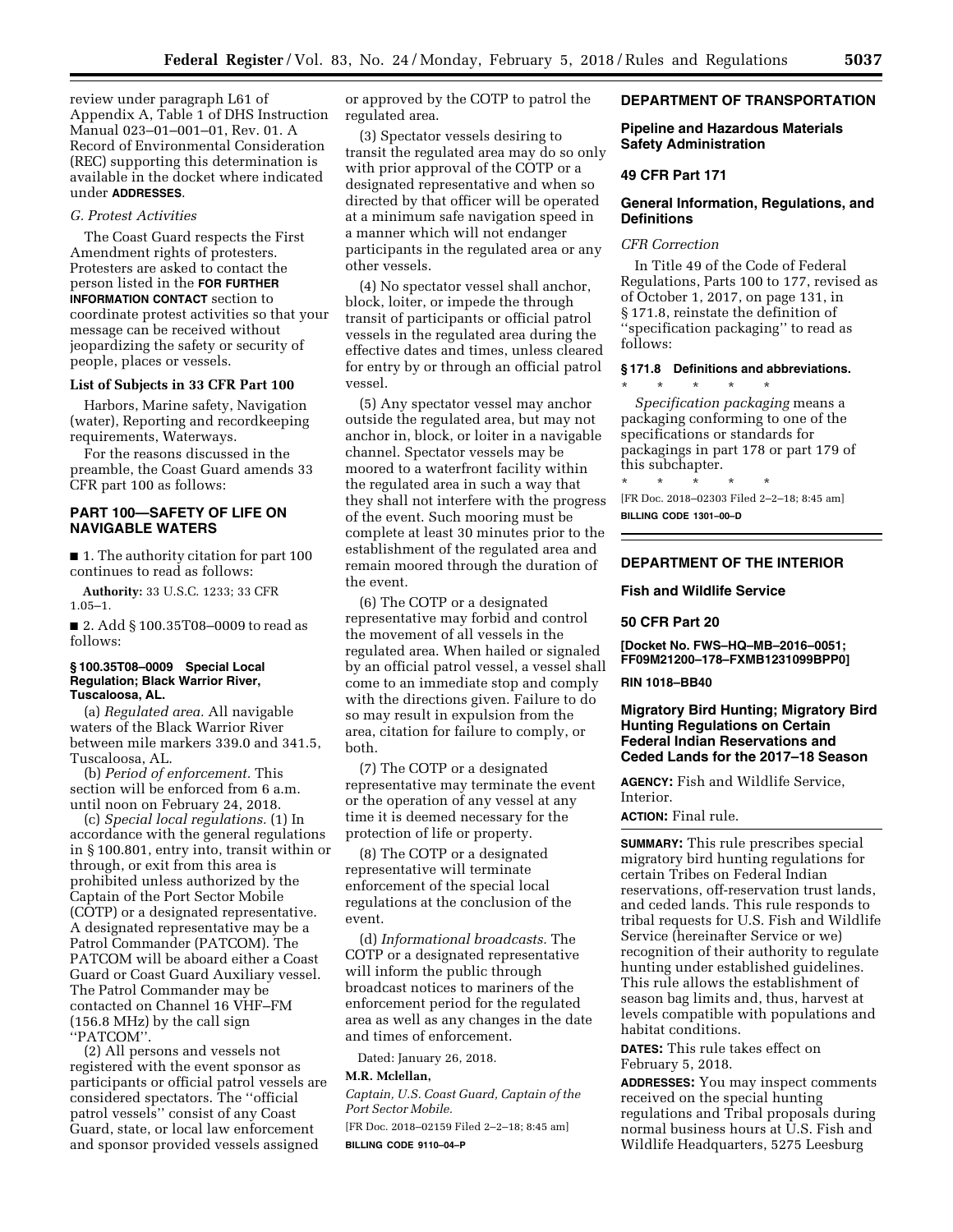review under paragraph L61 of Appendix A, Table 1 of DHS Instruction Manual 023–01–001–01, Rev. 01. A Record of Environmental Consideration (REC) supporting this determination is available in the docket where indicated under **ADDRESSES**.

*G. Protest Activities*

The Coast Guard respects the First Amendment rights of protesters. Protesters are asked to contact the person listed in the **FOR FURTHER INFORMATION CONTACT** section to coordinate protest activities so that your message can be received without jeopardizing the safety or security of people, places or vessels.

**List of Subjects in 33 CFR Part 100**

Harbors, Marine safety, Navigation (water), Reporting and recordkeeping requirements, Waterways.

For the reasons discussed in the preamble, the Coast Guard amends 33 CFR part 100 as follows:

## PART 100—SAFETY OF LIFE ON NAVIGABLE WATERS

■ 1. The authority citation for part 100 continues to read as follows:

**Authority:** 33 U.S.C. 1233; 33 CFR 1.05–1.

■ 2. Add § 100.35T08–0009 to read as follows:

**§ 100.35T08–0009 Special Local Regulation; Black Warrior River, Tuscaloosa, AL.**

(a) *Regulated area.* All navigable waters of the Black Warrior River between mile markers 339.0 and 341.5, Tuscaloosa, AL.

(b) *Period of enforcement.* This section will be enforced from 6 a.m. until noon on February 24, 2018.

(c) *Special local regulations.* (1) In accordance with the general regulations in § 100.801, entry into, transit within or through, or exit from this area is prohibited unless authorized by the Captain of the Port Sector Mobile (COTP) or a designated representative. A designated representative may be a Patrol Commander (PATCOM). The PATCOM will be aboard either a Coast Guard or Coast Guard Auxiliary vessel. The Patrol Commander may be contacted on Channel 16 VHF–FM (156.8 MHz) by the call sign ''PATCOM''.

(2) All persons and vessels not registered with the event sponsor as participants or official patrol vessels are considered spectators. The ''official patrol vessels'' consist of any Coast Guard, state, or local law enforcement and sponsor provided vessels assigned or approved by the COTP to patrol the regulated area.

(3) Spectator vessels desiring to transit the regulated area may do so only with prior approval of the COTP or a designated representative and when so directed by that officer will be operated at a minimum safe navigation speed in a manner which will not endanger participants in the regulated area or any other vessels.

(4) No spectator vessel shall anchor, block, loiter, or impede the through transit of participants or official patrol vessels in the regulated area during the effective dates and times, unless cleared for entry by or through an official patrol vessel.

(5) Any spectator vessel may anchor outside the regulated area, but may not anchor in, block, or loiter in a navigable channel. Spectator vessels may be moored to a waterfront facility within the regulated area in such a way that they shall not interfere with the progress of the event. Such mooring must be complete at least 30 minutes prior to the establishment of the regulated area and remain moored through the duration of the event.

(6) The COTP or a designated representative may forbid and control the movement of all vessels in the regulated area. When hailed or signaled by an official patrol vessel, a vessel shall come to an immediate stop and comply with the directions given. Failure to do so may result in expulsion from the area, citation for failure to comply, or both.

(7) The COTP or a designated representative may terminate the event or the operation of any vessel at any time it is deemed necessary for the protection of life or property.

(8) The COTP or a designated representative will terminate enforcement of the special local regulations at the conclusion of the event.

(d) *Informational broadcasts.* The COTP or a designated representative will inform the public through broadcast notices to mariners of the enforcement period for the regulated area as well as any changes in the date and times of enforcement.

Dated: January 26, 2018.

**M.R. Mclellan,**

*Captain, U.S. Coast Guard, Captain of the Port Sector Mobile.*

[FR Doc. 2018–02159 Filed 2–2–18; 8:45 am]

**BILLING CODE 9110–04–P**

## DEPARTMENT OF TRANSPORTATION

### Pipeline and Hazardous Materials Safety Administration

### 49 CFR Part 171

### General Information, Regulations, and Definitions

*CFR Correction*

In Title 49 of the Code of Federal Regulations, Parts 100 to 177, revised as of October 1, 2017, on page 131, in § 171.8, reinstate the definition of ''specification packaging'' to read as follows:

**§ 171.8 Definitions and abbreviations.**

\* \* \* \* \*

*Specification packaging* means a packaging conforming to one of the specifications or standards for packagings in part 178 or part 179 of this subchapter.

\* \* \* \* \*

[FR Doc. 2018–02303 Filed 2–2–18; 8:45 am]

**BILLING CODE 1301–00–D**

## DEPARTMENT OF THE INTERIOR

### Fish and Wildlife Service

### 50 CFR Part 20

**[Docket No. FWS–HQ–MB–2016–0051; FF09M21200–178–FXMB1231099BPP0]**

**RIN 1018–BB40**

### Migratory Bird Hunting; Migratory Bird Hunting Regulations on Certain Federal Indian Reservations and Ceded Lands for the 2017–18 Season

**AGENCY:** Fish and Wildlife Service, Interior.

**ACTION:** Final rule.

**SUMMARY:** This rule prescribes special migratory bird hunting regulations for certain Tribes on Federal Indian reservations, off-reservation trust lands, and ceded lands. This rule responds to tribal requests for U.S. Fish and Wildlife Service (hereinafter Service or we) recognition of their authority to regulate hunting under established guidelines. This rule allows the establishment of season bag limits and, thus, harvest at levels compatible with populations and habitat conditions.

**DATES:** This rule takes effect on February 5, 2018.

**ADDRESSES:** You may inspect comments received on the special hunting regulations and Tribal proposals during normal business hours at U.S. Fish and Wildlife Headquarters, 5275 Leesburg